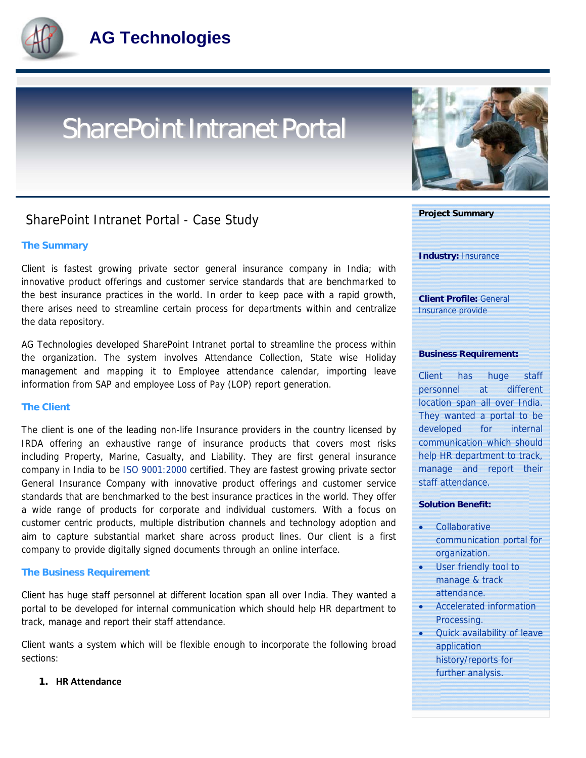# AG Technologies

## SharePoint Intranet Portal

### SharePoint Intranet Portal - Case Study

#### The Summary

Client is fastest growing private sector general insurance company in India; with innovative product offerings and customer service standards that are benchmarked to the best insurance practices in the world. In order to keep pace with a rapid growth, there arises need to streamline certain process for departments within and centralize the data repository.

AG Technologies developed SharePoint Intranet portal to streamline the process within the organization. The system involves Attendance Collection, State wise Holiday management and mapping it to Employee attendance calendar, importing leave information from SAP and employee Loss of Pay (LOP) report generation.

#### The Client

The client is one of the leading non-life Insurance providers in the country licensed by IRDA offering an exhaustive range of insurance products that covers most risks including Property, Marine, Casualty, and Liability. They are first general insurance company in India to be ISO 9001:2000 certified. They are fastest growing private sector General Insurance Company with innovative product offerings and customer service standards that are benchmarked to the best insurance practices in the world. They offer a wide range of products for corporate and individual customers. With a focus on customer centric products, multiple distribution channels and technology adoption and aim to capture substantial market share across product lines. Our client is a first company to provide digitally signed documents through an online interface.

#### The Business Requirement

Client has huge staff personnel at different location span all over India. They wanted a portal to be developed for internal communication which should help HR department to track, manage and report their staff attendance.

Client wants a system which will be flexible enough to incorporate the following broad sections:

1. **HR Attendance**

**Project Summary**

**Industry:** Insurance

**Client Profile:** General Insurance provide

**Business Requirement:**

Client has huge staff personnel at different location span all over India. They wanted a portal to be developed for internal communication which should help HR department to track, manage and report their staff attendance.

**Solution Benefit:**

- Collaborative communication portal for organization.
- User friendly tool to manage & track attendance.
- Accelerated information Processing.
- Quick availability of leave application history/reports for further analysis.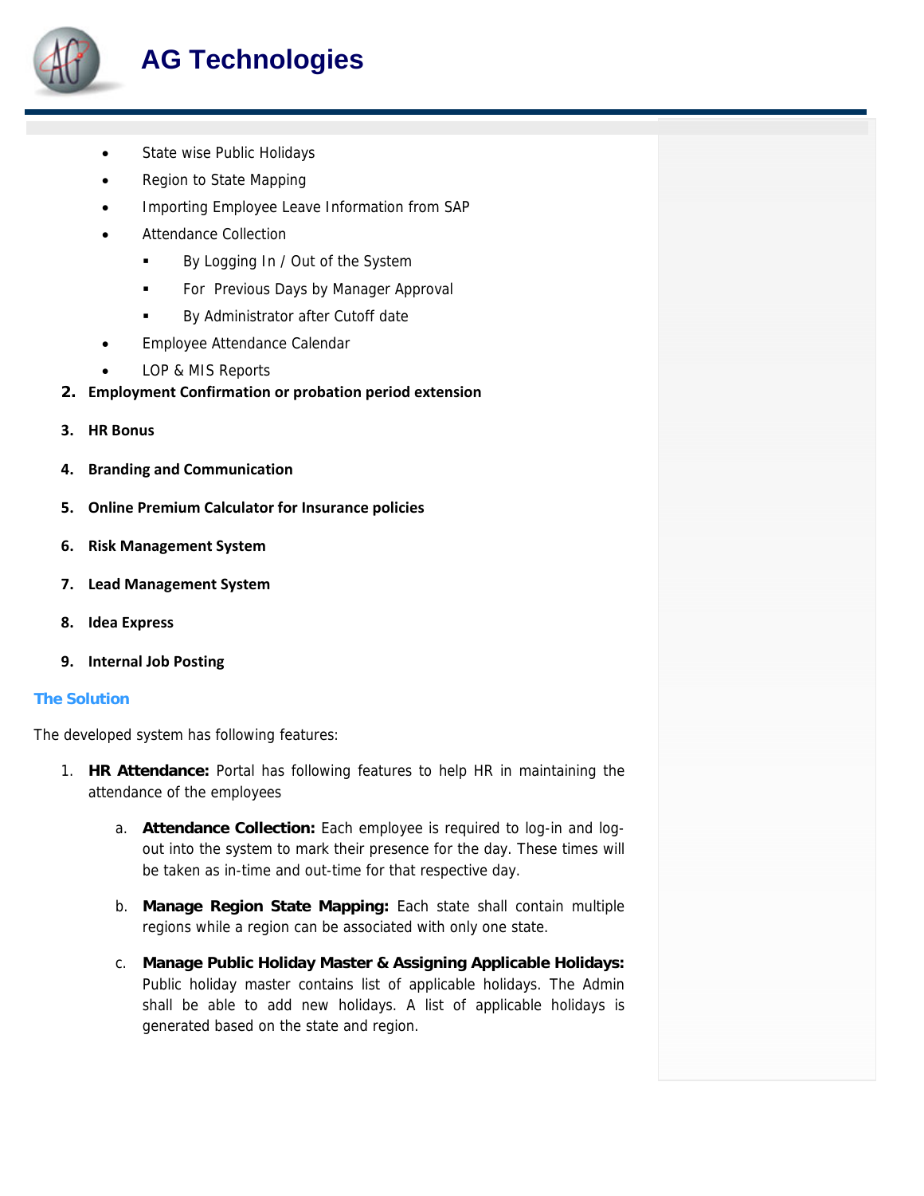- State wise Public Holidays
- Region to State Mapping
- Importing Employee Leave Information from SAP
- Attendance Collection
  - By Logging In / Out of the System
  - For Previous Days by Manager Approval
  - By Administrator after Cutoff date
- Employee Attendance Calendar
- LOP & MIS Reports

2. **Employment Confirmation or probation period extension**
3. **HR Bonus**
4. **Branding and Communication**
5. **Online Premium Calculator for Insurance policies**
6. **Risk Management System**
7. **Lead Management System**
8. **Idea Express**
9. **Internal Job Posting**

## The Solution

The developed system has following features:

1. **HR Attendance:** Portal has following features to help HR in maintaining the attendance of the employees

    a. **Attendance Collection:** Each employee is required to log-in and log-out into the system to mark their presence for the day. These times will be taken as in-time and out-time for that respective day.

    b. **Manage Region State Mapping:** Each state shall contain multiple regions while a region can be associated with only one state.

    c. **Manage Public Holiday Master & Assigning Applicable Holidays:** Public holiday master contains list of applicable holidays. The Admin shall be able to add new holidays. A list of applicable holidays is generated based on the state and region.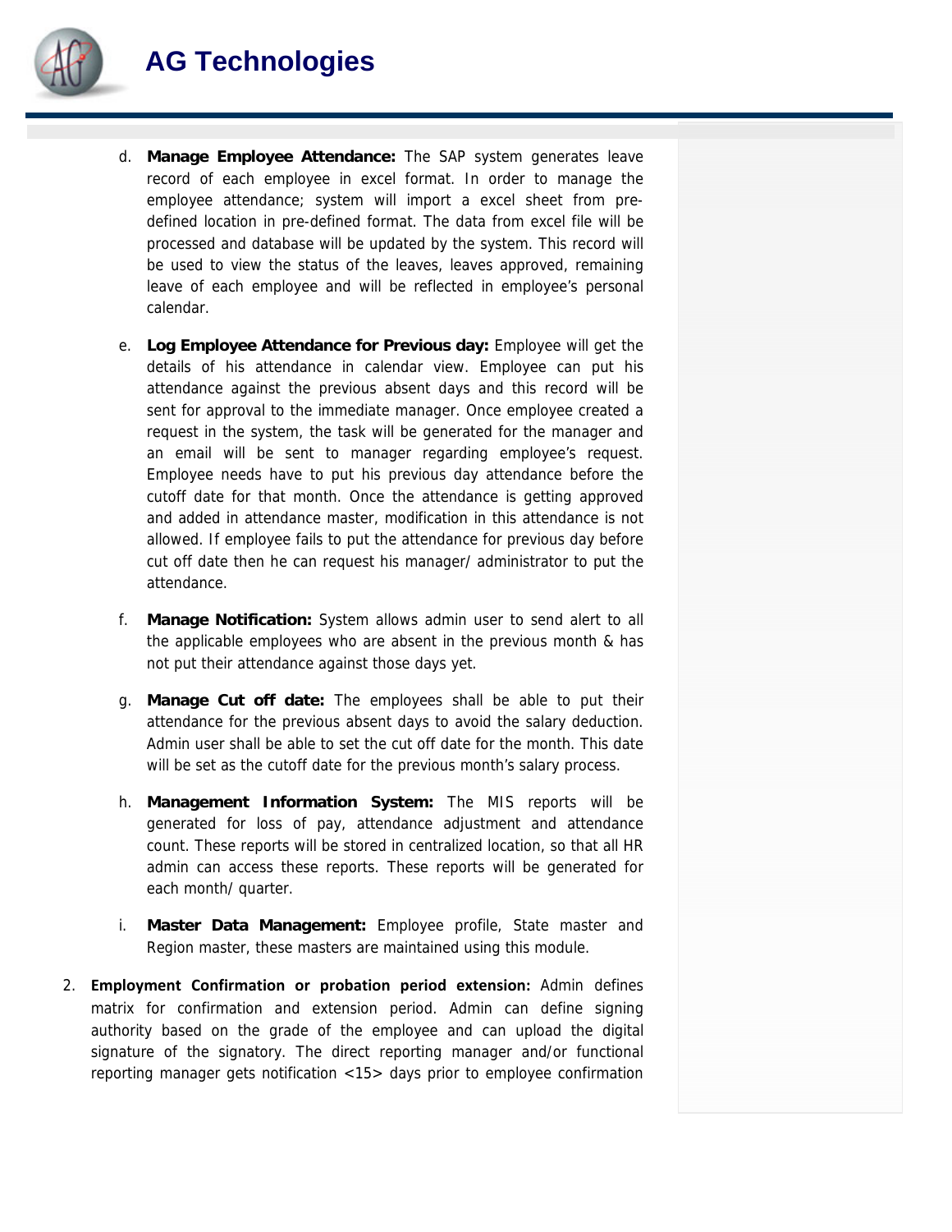d. **Manage Employee Attendance:** The SAP system generates leave record of each employee in excel format. In order to manage the employee attendance; system will import a excel sheet from pre-defined location in pre-defined format. The data from excel file will be processed and database will be updated by the system. This record will be used to view the status of the leaves, leaves approved, remaining leave of each employee and will be reflected in employee's personal calendar.

e. **Log Employee Attendance for Previous day:** Employee will get the details of his attendance in calendar view. Employee can put his attendance against the previous absent days and this record will be sent for approval to the immediate manager. Once employee created a request in the system, the task will be generated for the manager and an email will be sent to manager regarding employee's request. Employee needs have to put his previous day attendance before the cutoff date for that month. Once the attendance is getting approved and added in attendance master, modification in this attendance is not allowed. If employee fails to put the attendance for previous day before cut off date then he can request his manager/ administrator to put the attendance.

f. **Manage Notification:** System allows admin user to send alert to all the applicable employees who are absent in the previous month & has not put their attendance against those days yet.

g. **Manage Cut off date:** The employees shall be able to put their attendance for the previous absent days to avoid the salary deduction. Admin user shall be able to set the cut off date for the month. This date will be set as the cutoff date for the previous month's salary process.

h. **Management Information System:** The MIS reports will be generated for loss of pay, attendance adjustment and attendance count. These reports will be stored in centralized location, so that all HR admin can access these reports. These reports will be generated for each month/ quarter.

i. **Master Data Management:** Employee profile, State master and Region master, these masters are maintained using this module.

2. **Employment Confirmation or probation period extension:** Admin defines matrix for confirmation and extension period. Admin can define signing authority based on the grade of the employee and can upload the digital signature of the signatory. The direct reporting manager and/or functional reporting manager gets notification <15> days prior to employee confirmation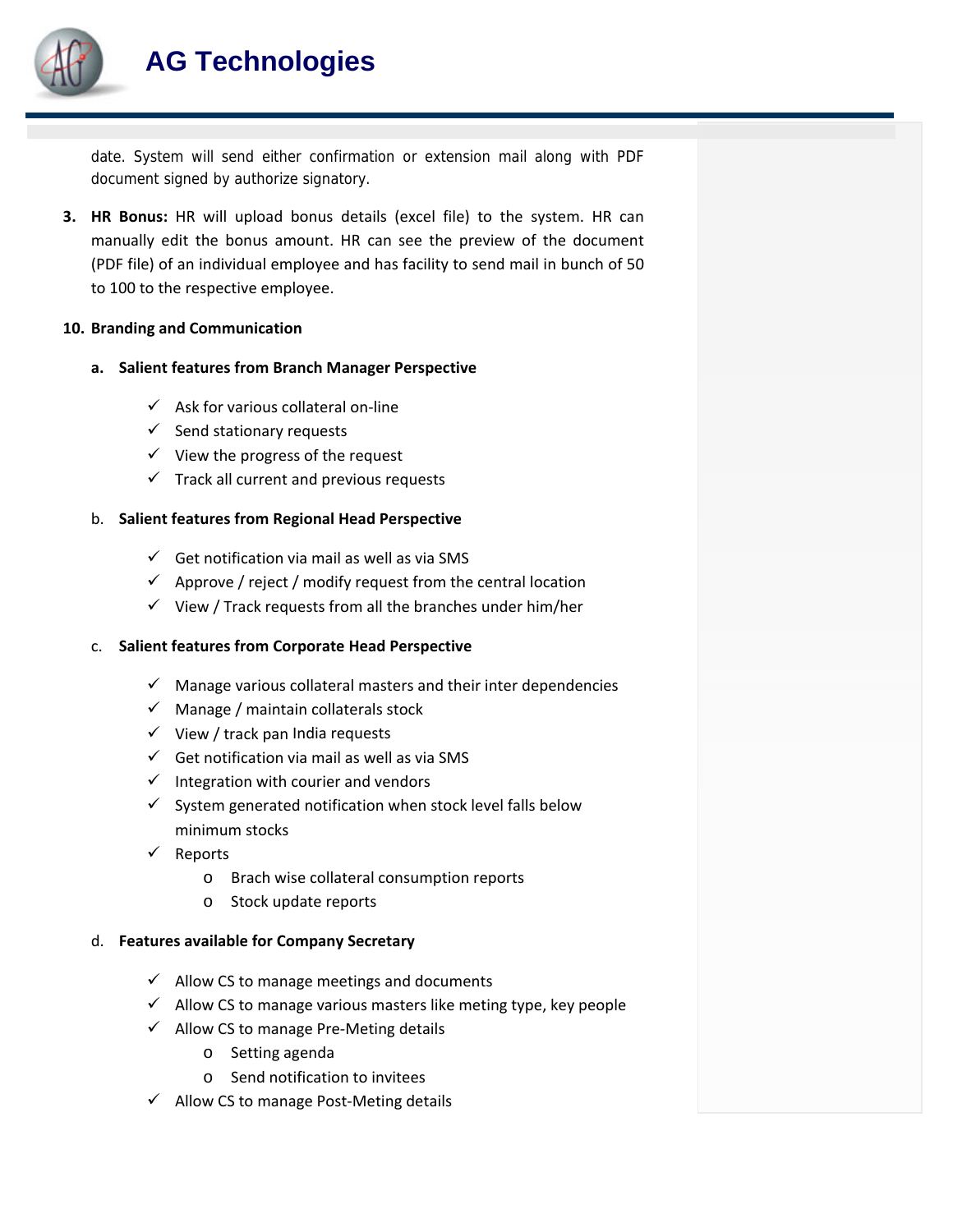date. System will send either confirmation or extension mail along with PDF document signed by authorize signatory.

3. **HR Bonus:** HR will upload bonus details (excel file) to the system. HR can manually edit the bonus amount. HR can see the preview of the document (PDF file) of an individual employee and has facility to send mail in bunch of 50 to 100 to the respective employee.

**10. Branding and Communication**

**a. Salient features from Branch Manager Perspective**

- ✓ Ask for various collateral on-line
- ✓ Send stationary requests
- ✓ View the progress of the request
- ✓ Track all current and previous requests

b. **Salient features from Regional Head Perspective**

- ✓ Get notification via mail as well as via SMS
- ✓ Approve / reject / modify request from the central location
- ✓ View / Track requests from all the branches under him/her

c. **Salient features from Corporate Head Perspective**

- ✓ Manage various collateral masters and their inter dependencies
- ✓ Manage / maintain collaterals stock
- ✓ View / track pan India requests
- ✓ Get notification via mail as well as via SMS
- ✓ Integration with courier and vendors
- ✓ System generated notification when stock level falls below minimum stocks
- ✓ Reports
  - o Brach wise collateral consumption reports
  - o Stock update reports

d. **Features available for Company Secretary**

- ✓ Allow CS to manage meetings and documents
- ✓ Allow CS to manage various masters like meting type, key people
- ✓ Allow CS to manage Pre-Meting details
  - o Setting agenda
  - o Send notification to invitees
- ✓ Allow CS to manage Post-Meting details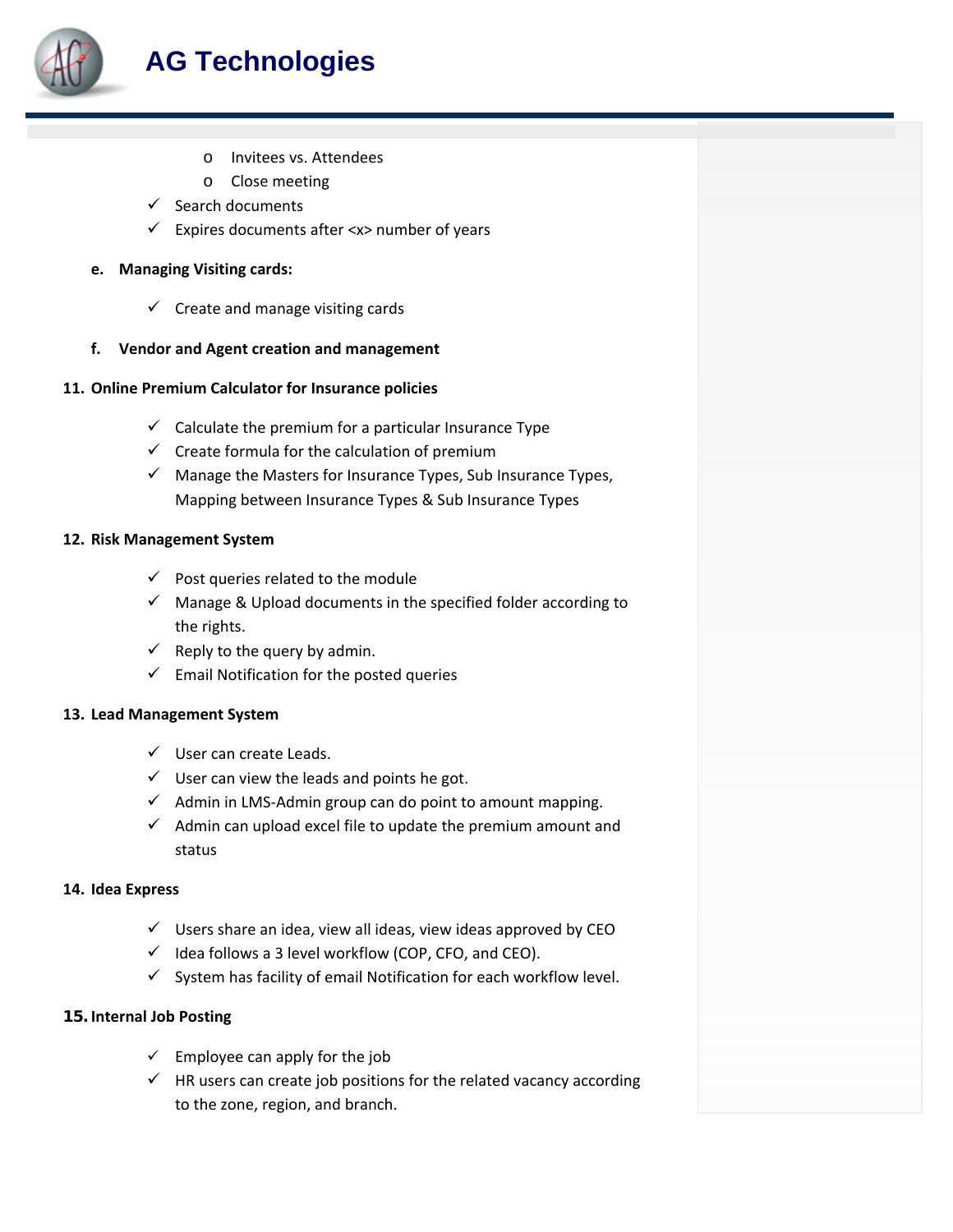- Invitees vs. Attendees
  - Close meeting
- ✓ Search documents
- ✓ Expires documents after <x> number of years

**e. Managing Visiting cards:**

- ✓ Create and manage visiting cards

**f. Vendor and Agent creation and management**

**11. Online Premium Calculator for Insurance policies**

- ✓ Calculate the premium for a particular Insurance Type
- ✓ Create formula for the calculation of premium
- ✓ Manage the Masters for Insurance Types, Sub Insurance Types, Mapping between Insurance Types & Sub Insurance Types

**12. Risk Management System**

- ✓ Post queries related to the module
- ✓ Manage & Upload documents in the specified folder according to the rights.
- ✓ Reply to the query by admin.
- ✓ Email Notification for the posted queries

**13. Lead Management System**

- ✓ User can create Leads.
- ✓ User can view the leads and points he got.
- ✓ Admin in LMS-Admin group can do point to amount mapping.
- ✓ Admin can upload excel file to update the premium amount and status

**14. Idea Express**

- ✓ Users share an idea, view all ideas, view ideas approved by CEO
- ✓ Idea follows a 3 level workflow (COP, CFO, and CEO).
- ✓ System has facility of email Notification for each workflow level.

**15. Internal Job Posting**

- ✓ Employee can apply for the job
- ✓ HR users can create job positions for the related vacancy according to the zone, region, and branch.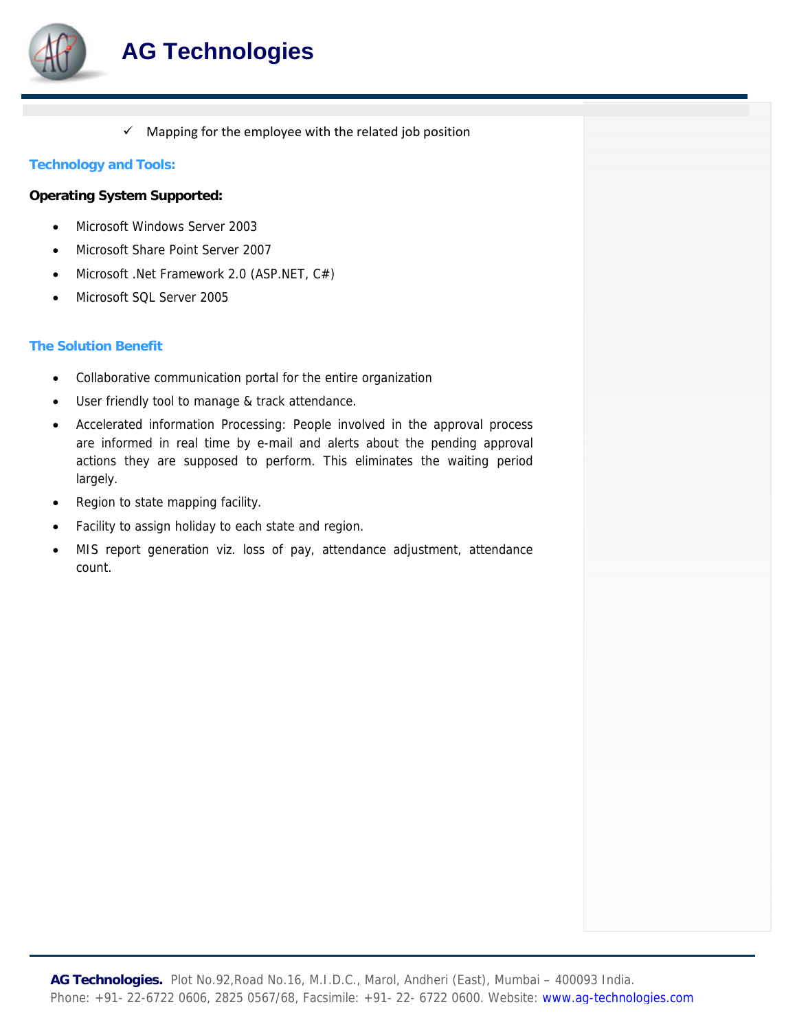- ✓ Mapping for the employee with the related job position

### Technology and Tools:

**Operating System Supported:**

- Microsoft Windows Server 2003
- Microsoft Share Point Server 2007
- Microsoft .Net Framework 2.0 (ASP.NET, C#)
- Microsoft SQL Server 2005

### The Solution Benefit

- Collaborative communication portal for the entire organization
- User friendly tool to manage & track attendance.
- Accelerated information Processing: People involved in the approval process are informed in real time by e-mail and alerts about the pending approval actions they are supposed to perform. This eliminates the waiting period largely.
- Region to state mapping facility.
- Facility to assign holiday to each state and region.
- MIS report generation viz. loss of pay, attendance adjustment, attendance count.